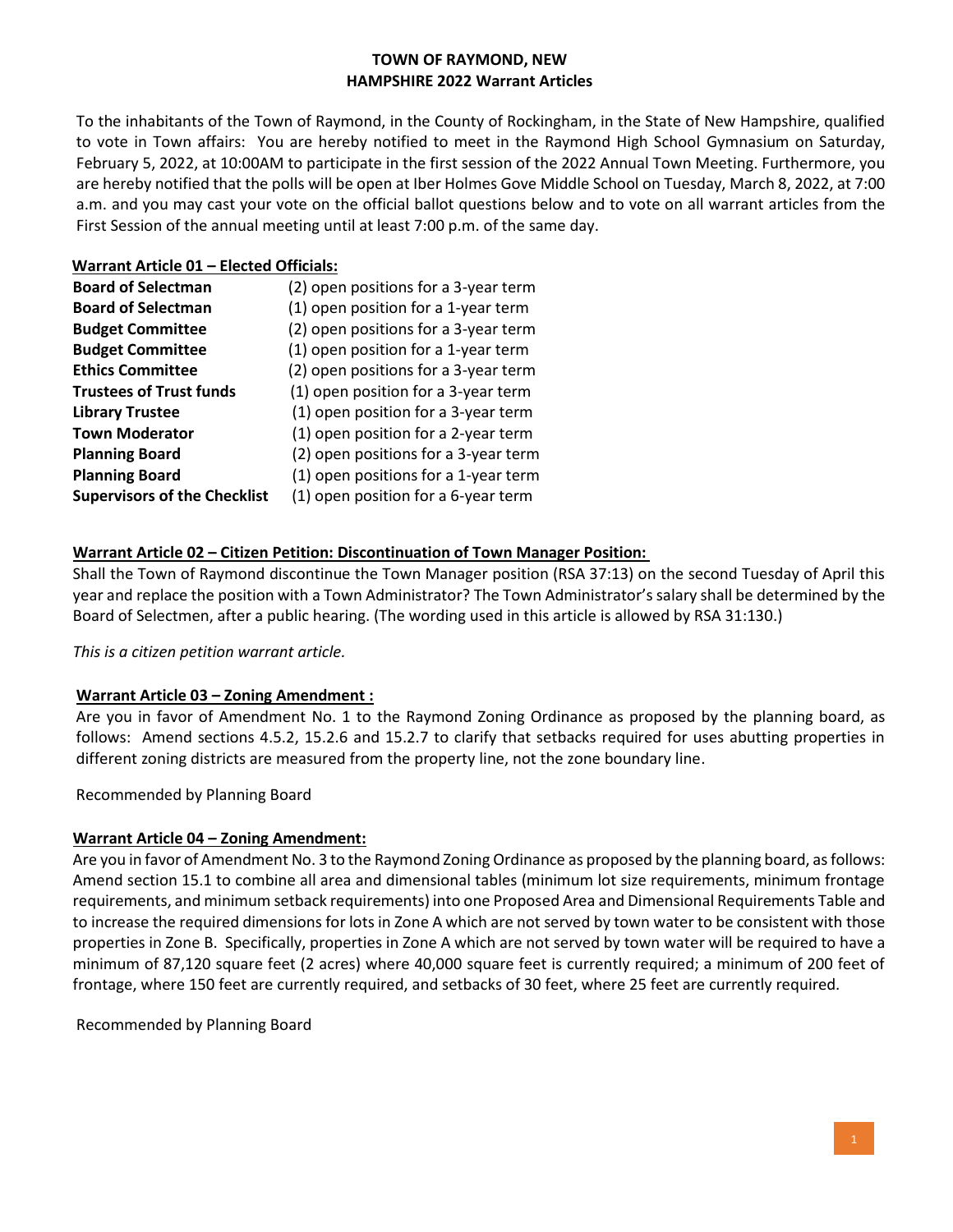# TOWN OF RAYMOND, NEW HAMPSHIRE 2022 Warrant Articles

To the inhabitants of the Town of Raymond, in the County of Rockingham, in the State of New Hampshire, qualified to vote in Town affairs: You are hereby notified to meet in the Raymond High School Gymnasium on Saturday, February 5, 2022, at 10:00AM to participate in the first session of the 2022 Annual Town Meeting. Furthermore, you are hereby notified that the polls will be open at Iber Holmes Gove Middle School on Tuesday, March 8, 2022, at 7:00 a.m. and you may cast your vote on the official ballot questions below and to vote on all warrant articles from the First Session of the annual meeting until at least 7:00 p.m. of the same day.

## Warrant Article 01 – Elected Officials:

| | |
|---|---|
| **Board of Selectman** | (2) open positions for a 3-year term |
| **Board of Selectman** | (1) open position for a 1-year term |
| **Budget Committee** | (2) open positions for a 3-year term |
| **Budget Committee** | (1) open position for a 1-year term |
| **Ethics Committee** | (2) open positions for a 3-year term |
| **Trustees of Trust funds** | (1) open position for a 3-year term |
| **Library Trustee** | (1) open position for a 3-year term |
| **Town Moderator** | (1) open position for a 2-year term |
| **Planning Board** | (2) open positions for a 3-year term |
| **Planning Board** | (1) open positions for a 1-year term |
| **Supervisors of the Checklist** | (1) open position for a 6-year term |

## Warrant Article 02 – Citizen Petition: Discontinuation of Town Manager Position:

Shall the Town of Raymond discontinue the Town Manager position (RSA 37:13) on the second Tuesday of April this year and replace the position with a Town Administrator? The Town Administrator's salary shall be determined by the Board of Selectmen, after a public hearing. (The wording used in this article is allowed by RSA 31:130.)

*This is a citizen petition warrant article.*

## Warrant Article 03 – Zoning Amendment :

Are you in favor of Amendment No. 1 to the Raymond Zoning Ordinance as proposed by the planning board, as follows: Amend sections 4.5.2, 15.2.6 and 15.2.7 to clarify that setbacks required for uses abutting properties in different zoning districts are measured from the property line, not the zone boundary line.

Recommended by Planning Board

## Warrant Article 04 – Zoning Amendment:

Are you in favor of Amendment No. 3 to the Raymond Zoning Ordinance as proposed by the planning board, as follows: Amend section 15.1 to combine all area and dimensional tables (minimum lot size requirements, minimum frontage requirements, and minimum setback requirements) into one Proposed Area and Dimensional Requirements Table and to increase the required dimensions for lots in Zone A which are not served by town water to be consistent with those properties in Zone B. Specifically, properties in Zone A which are not served by town water will be required to have a minimum of 87,120 square feet (2 acres) where 40,000 square feet is currently required; a minimum of 200 feet of frontage, where 150 feet are currently required, and setbacks of 30 feet, where 25 feet are currently required.

Recommended by Planning Board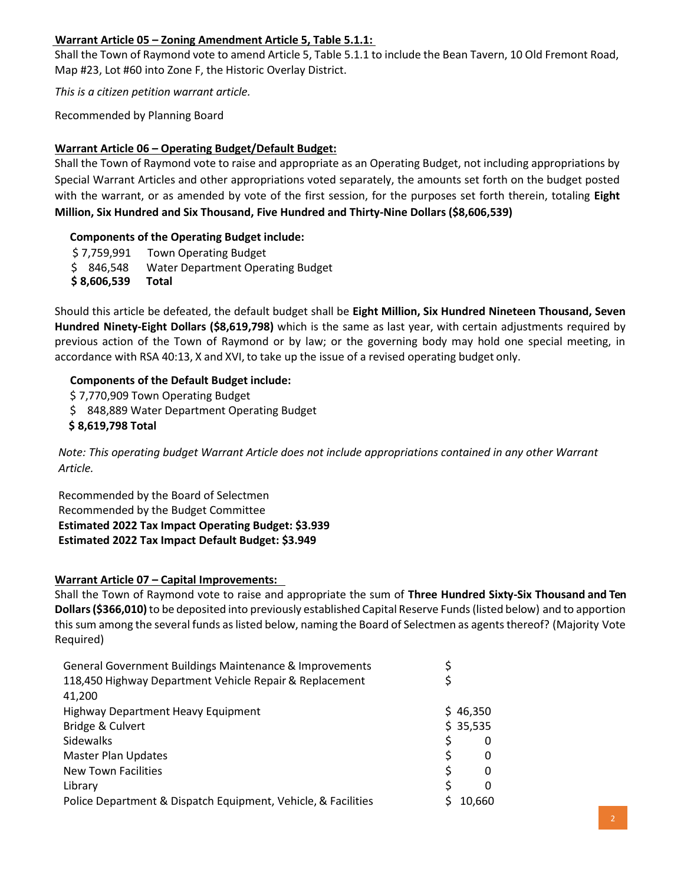**Warrant Article 05 – Zoning Amendment Article 5, Table 5.1.1:**

Shall the Town of Raymond vote to amend Article 5, Table 5.1.1 to include the Bean Tavern, 10 Old Fremont Road, Map #23, Lot #60 into Zone F, the Historic Overlay District.

*This is a citizen petition warrant article.*

Recommended by Planning Board

**Warrant Article 06 – Operating Budget/Default Budget:**

Shall the Town of Raymond vote to raise and appropriate as an Operating Budget, not including appropriations by Special Warrant Articles and other appropriations voted separately, the amounts set forth on the budget posted with the warrant, or as amended by vote of the first session, for the purposes set forth therein, totaling **Eight Million, Six Hundred and Six Thousand, Five Hundred and Thirty-Nine Dollars ($8,606,539)**

**Components of the Operating Budget include:**

| | |
|---|---|
| $ 7,759,991 | Town Operating Budget |
| $ 846,548 | Water Department Operating Budget |
| **$ 8,606,539** | **Total** |

Should this article be defeated, the default budget shall be **Eight Million, Six Hundred Nineteen Thousand, Seven Hundred Ninety-Eight Dollars ($8,619,798)** which is the same as last year, with certain adjustments required by previous action of the Town of Raymond or by law; or the governing body may hold one special meeting, in accordance with RSA 40:13, X and XVI, to take up the issue of a revised operating budget only.

**Components of the Default Budget include:**

$ 7,770,909 Town Operating Budget
$ 848,889 Water Department Operating Budget
**$ 8,619,798 Total**

*Note: This operating budget Warrant Article does not include appropriations contained in any other Warrant Article.*

Recommended by the Board of Selectmen
Recommended by the Budget Committee
**Estimated 2022 Tax Impact Operating Budget: $3.939**
**Estimated 2022 Tax Impact Default Budget: $3.949**

**Warrant Article 07 – Capital Improvements:**

Shall the Town of Raymond vote to raise and appropriate the sum of **Three Hundred Sixty-Six Thousand and Ten Dollars ($366,010)** to be deposited into previously established Capital Reserve Funds (listed below) and to apportion this sum among the several funds as listed below, naming the Board of Selectmen as agents thereof? (Majority Vote Required)

| | |
|---|---|
| General Government Buildings Maintenance & Improvements | $ 118,450 |
| Highway Department Vehicle Repair & Replacement | $ 41,200 |
| Highway Department Heavy Equipment | $ 46,350 |
| Bridge & Culvert | $ 35,535 |
| Sidewalks | $ 0 |
| Master Plan Updates | $ 0 |
| New Town Facilities | $ 0 |
| Library | $ 0 |
| Police Department & Dispatch Equipment, Vehicle, & Facilities | $ 10,660 |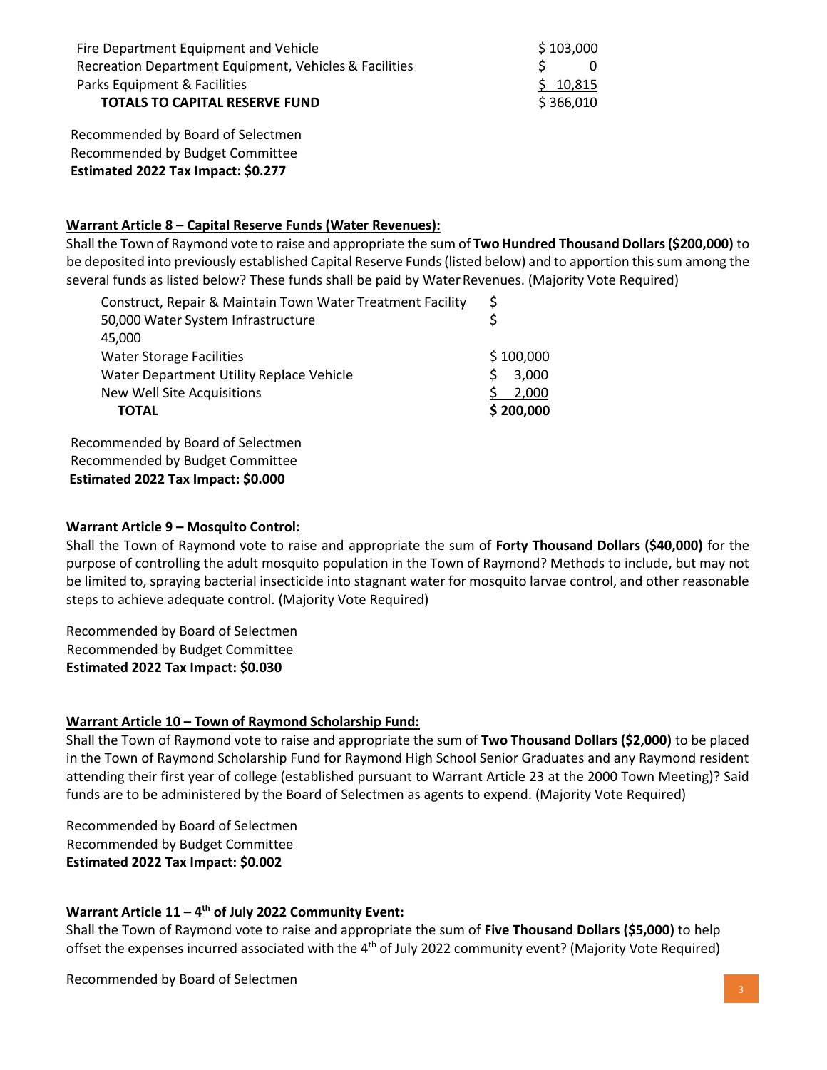| | |
|---|---|
| Fire Department Equipment and Vehicle | $ 103,000 |
| Recreation Department Equipment, Vehicles & Facilities | $ 0 |
| Parks Equipment & Facilities | $ 10,815 |
| **TOTALS TO CAPITAL RESERVE FUND** | $ 366,010 |

Recommended by Board of Selectmen
Recommended by Budget Committee
**Estimated 2022 Tax Impact: $0.277**

**Warrant Article 8 – Capital Reserve Funds (Water Revenues):**

Shall the Town of Raymond vote to raise and appropriate the sum of **Two Hundred Thousand Dollars ($200,000)** to be deposited into previously established Capital Reserve Funds (listed below) and to apportion this sum among the several funds as listed below? These funds shall be paid by Water Revenues. (Majority Vote Required)

| | |
|---|---|
| Construct, Repair & Maintain Town Water Treatment Facility | $ 50,000 |
| Water System Infrastructure | $ 45,000 |
| Water Storage Facilities | $ 100,000 |
| Water Department Utility Replace Vehicle | $ 3,000 |
| New Well Site Acquisitions | $ 2,000 |
| **TOTAL** | **$ 200,000** |

Recommended by Board of Selectmen
Recommended by Budget Committee
**Estimated 2022 Tax Impact: $0.000**

**Warrant Article 9 – Mosquito Control:**

Shall the Town of Raymond vote to raise and appropriate the sum of **Forty Thousand Dollars ($40,000)** for the purpose of controlling the adult mosquito population in the Town of Raymond? Methods to include, but may not be limited to, spraying bacterial insecticide into stagnant water for mosquito larvae control, and other reasonable steps to achieve adequate control. (Majority Vote Required)

Recommended by Board of Selectmen
Recommended by Budget Committee
**Estimated 2022 Tax Impact: $0.030**

**Warrant Article 10 – Town of Raymond Scholarship Fund:**

Shall the Town of Raymond vote to raise and appropriate the sum of **Two Thousand Dollars ($2,000)** to be placed in the Town of Raymond Scholarship Fund for Raymond High School Senior Graduates and any Raymond resident attending their first year of college (established pursuant to Warrant Article 23 at the 2000 Town Meeting)? Said funds are to be administered by the Board of Selectmen as agents to expend. (Majority Vote Required)

Recommended by Board of Selectmen
Recommended by Budget Committee
**Estimated 2022 Tax Impact: $0.002**

**Warrant Article 11 – 4th of July 2022 Community Event:**

Shall the Town of Raymond vote to raise and appropriate the sum of **Five Thousand Dollars ($5,000)** to help offset the expenses incurred associated with the 4th of July 2022 community event? (Majority Vote Required)

Recommended by Board of Selectmen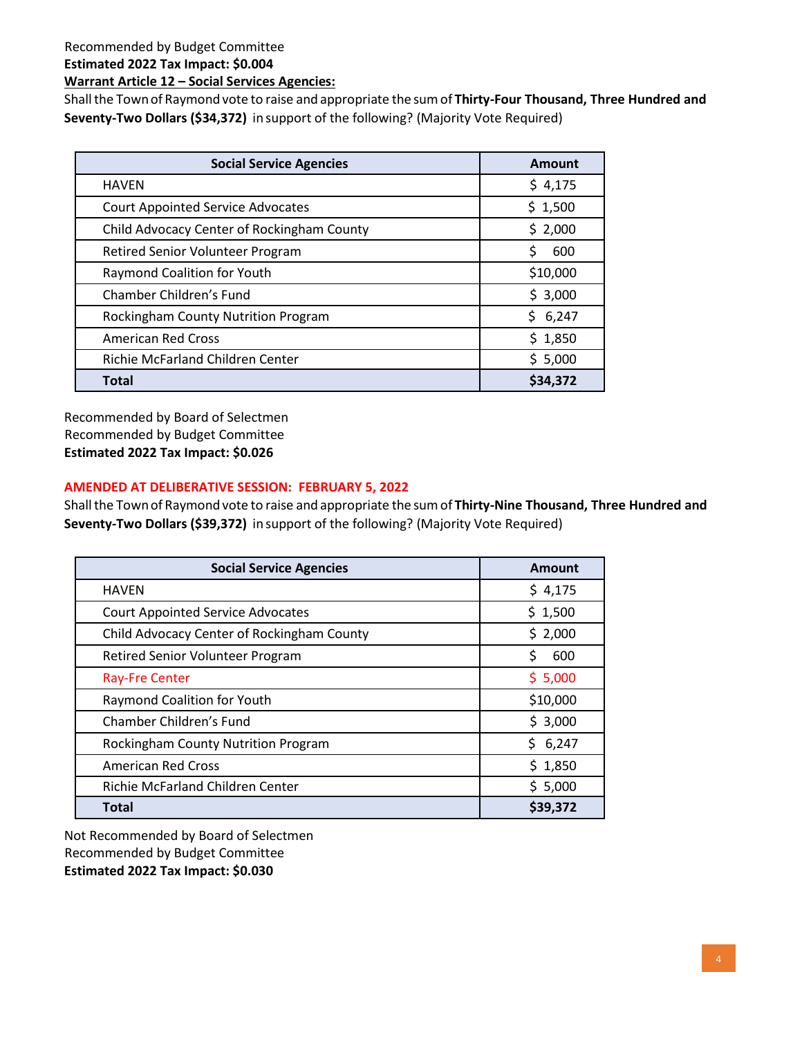Recommended by Budget Committee
**Estimated 2022 Tax Impact: $0.004**

**Warrant Article 12 – Social Services Agencies:**

Shall the Town of Raymond vote to raise and appropriate the sum of **Thirty-Four Thousand, Three Hundred and Seventy-Two Dollars ($34,372)** in support of the following? (Majority Vote Required)

| Social Service Agencies | Amount |
|---|---|
| HAVEN | $ 4,175 |
| Court Appointed Service Advocates | $ 1,500 |
| Child Advocacy Center of Rockingham County | $ 2,000 |
| Retired Senior Volunteer Program | $ 600 |
| Raymond Coalition for Youth | $10,000 |
| Chamber Children's Fund | $ 3,000 |
| Rockingham County Nutrition Program | $ 6,247 |
| American Red Cross | $ 1,850 |
| Richie McFarland Children Center | $ 5,000 |
| **Total** | **$34,372** |

Recommended by Board of Selectmen
Recommended by Budget Committee
**Estimated 2022 Tax Impact: $0.026**

**AMENDED AT DELIBERATIVE SESSION: FEBRUARY 5, 2022**

Shall the Town of Raymond vote to raise and appropriate the sum of **Thirty-Nine Thousand, Three Hundred and Seventy-Two Dollars ($39,372)** in support of the following? (Majority Vote Required)

| Social Service Agencies | Amount |
|---|---|
| HAVEN | $ 4,175 |
| Court Appointed Service Advocates | $ 1,500 |
| Child Advocacy Center of Rockingham County | $ 2,000 |
| Retired Senior Volunteer Program | $ 600 |
| Ray-Fre Center | $ 5,000 |
| Raymond Coalition for Youth | $10,000 |
| Chamber Children's Fund | $ 3,000 |
| Rockingham County Nutrition Program | $ 6,247 |
| American Red Cross | $ 1,850 |
| Richie McFarland Children Center | $ 5,000 |
| **Total** | **$39,372** |

Not Recommended by Board of Selectmen
Recommended by Budget Committee
**Estimated 2022 Tax Impact: $0.030**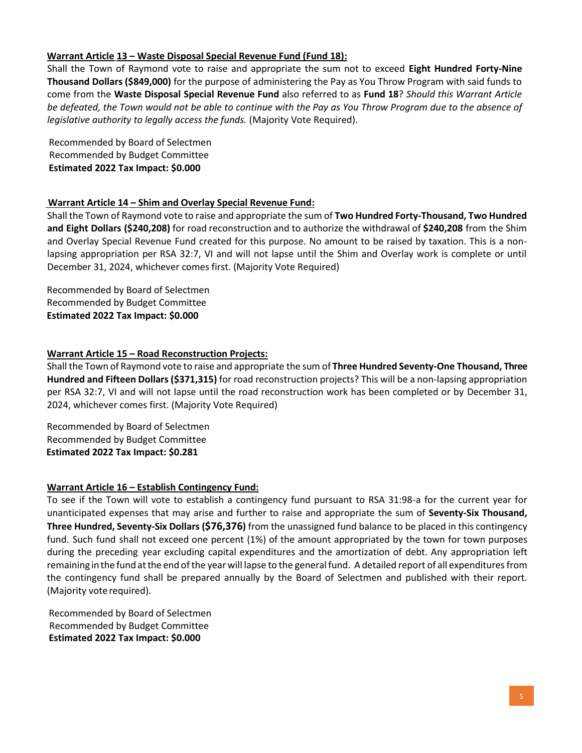**Warrant Article 13 – Waste Disposal Special Revenue Fund (Fund 18):**

Shall the Town of Raymond vote to raise and appropriate the sum not to exceed **Eight Hundred Forty-Nine Thousand Dollars ($849,000)** for the purpose of administering the Pay as You Throw Program with said funds to come from the **Waste Disposal Special Revenue Fund** also referred to as **Fund 18**? *Should this Warrant Article be defeated, the Town would not be able to continue with the Pay as You Throw Program due to the absence of legislative authority to legally access the funds.* (Majority Vote Required).

Recommended by Board of Selectmen
Recommended by Budget Committee
**Estimated 2022 Tax Impact: $0.000**

**Warrant Article 14 – Shim and Overlay Special Revenue Fund:**

Shall the Town of Raymond vote to raise and appropriate the sum of **Two Hundred Forty-Thousand, Two Hundred and Eight Dollars ($240,208)** for road reconstruction and to authorize the withdrawal of **$240,208** from the Shim and Overlay Special Revenue Fund created for this purpose. No amount to be raised by taxation. This is a non-lapsing appropriation per RSA 32:7, VI and will not lapse until the Shim and Overlay work is complete or until December 31, 2024, whichever comes first. (Majority Vote Required)

Recommended by Board of Selectmen
Recommended by Budget Committee
**Estimated 2022 Tax Impact: $0.000**

**Warrant Article 15 – Road Reconstruction Projects:**

Shall the Town of Raymond vote to raise and appropriate the sum of **Three Hundred Seventy-One Thousand, Three Hundred and Fifteen Dollars ($371,315)** for road reconstruction projects? This will be a non-lapsing appropriation per RSA 32:7, VI and will not lapse until the road reconstruction work has been completed or by December 31, 2024, whichever comes first. (Majority Vote Required)

Recommended by Board of Selectmen
Recommended by Budget Committee
**Estimated 2022 Tax Impact: $0.281**

**Warrant Article 16 – Establish Contingency Fund:**

To see if the Town will vote to establish a contingency fund pursuant to RSA 31:98-a for the current year for unanticipated expenses that may arise and further to raise and appropriate the sum of **Seventy-Six Thousand, Three Hundred, Seventy-Six Dollars ($76,376)** from the unassigned fund balance to be placed in this contingency fund. Such fund shall not exceed one percent (1%) of the amount appropriated by the town for town purposes during the preceding year excluding capital expenditures and the amortization of debt. Any appropriation left remaining in the fund at the end of the year will lapse to the general fund. A detailed report of all expenditures from the contingency fund shall be prepared annually by the Board of Selectmen and published with their report. (Majority vote required).

Recommended by Board of Selectmen
Recommended by Budget Committee
**Estimated 2022 Tax Impact: $0.000**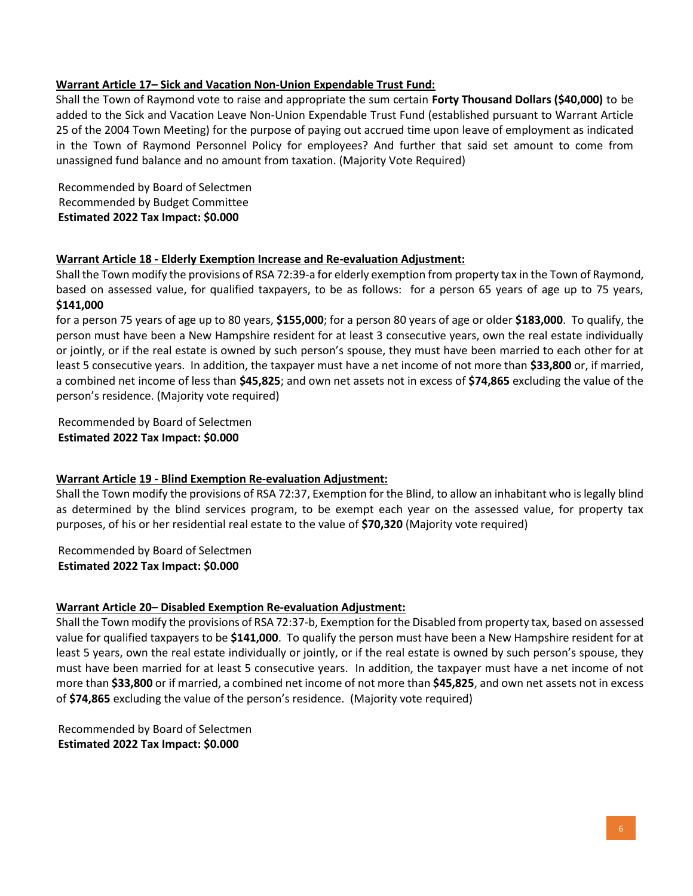**Warrant Article 17– Sick and Vacation Non-Union Expendable Trust Fund:**

Shall the Town of Raymond vote to raise and appropriate the sum certain **Forty Thousand Dollars ($40,000)** to be added to the Sick and Vacation Leave Non-Union Expendable Trust Fund (established pursuant to Warrant Article 25 of the 2004 Town Meeting) for the purpose of paying out accrued time upon leave of employment as indicated in the Town of Raymond Personnel Policy for employees? And further that said set amount to come from unassigned fund balance and no amount from taxation. (Majority Vote Required)

Recommended by Board of Selectmen
Recommended by Budget Committee
**Estimated 2022 Tax Impact: $0.000**

**Warrant Article 18 - Elderly Exemption Increase and Re-evaluation Adjustment:**

Shall the Town modify the provisions of RSA 72:39-a for elderly exemption from property tax in the Town of Raymond, based on assessed value, for qualified taxpayers, to be as follows: for a person 65 years of age up to 75 years, **$141,000**
for a person 75 years of age up to 80 years, **$155,000**; for a person 80 years of age or older **$183,000**. To qualify, the person must have been a New Hampshire resident for at least 3 consecutive years, own the real estate individually or jointly, or if the real estate is owned by such person's spouse, they must have been married to each other for at least 5 consecutive years. In addition, the taxpayer must have a net income of not more than **$33,800** or, if married, a combined net income of less than **$45,825**; and own net assets not in excess of **$74,865** excluding the value of the person's residence. (Majority vote required)

Recommended by Board of Selectmen
**Estimated 2022 Tax Impact: $0.000**

**Warrant Article 19 - Blind Exemption Re-evaluation Adjustment:**

Shall the Town modify the provisions of RSA 72:37, Exemption for the Blind, to allow an inhabitant who is legally blind as determined by the blind services program, to be exempt each year on the assessed value, for property tax purposes, of his or her residential real estate to the value of **$70,320** (Majority vote required)

Recommended by Board of Selectmen
**Estimated 2022 Tax Impact: $0.000**

**Warrant Article 20– Disabled Exemption Re-evaluation Adjustment:**

Shall the Town modify the provisions of RSA 72:37-b, Exemption for the Disabled from property tax, based on assessed value for qualified taxpayers to be **$141,000**. To qualify the person must have been a New Hampshire resident for at least 5 years, own the real estate individually or jointly, or if the real estate is owned by such person's spouse, they must have been married for at least 5 consecutive years. In addition, the taxpayer must have a net income of not more than **$33,800** or if married, a combined net income of not more than **$45,825**, and own net assets not in excess of **$74,865** excluding the value of the person's residence. (Majority vote required)

Recommended by Board of Selectmen
**Estimated 2022 Tax Impact: $0.000**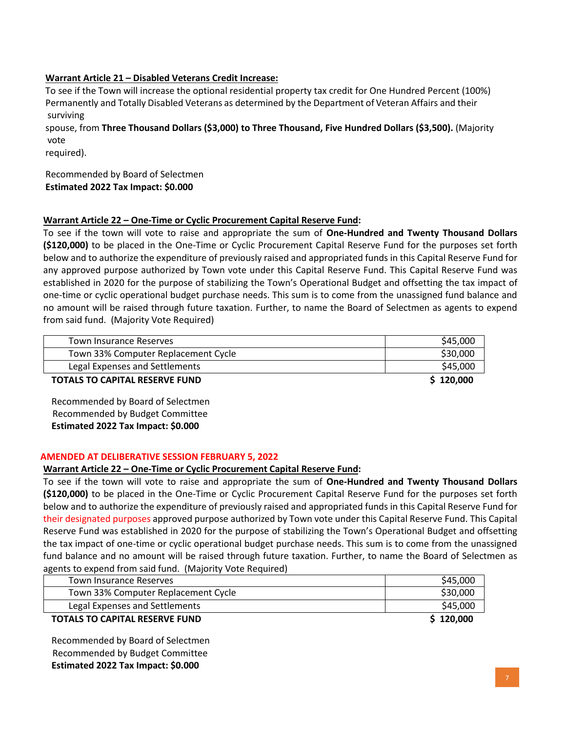**Warrant Article 21 – Disabled Veterans Credit Increase:**

To see if the Town will increase the optional residential property tax credit for One Hundred Percent (100%) Permanently and Totally Disabled Veterans as determined by the Department of Veteran Affairs and their surviving spouse, from **Three Thousand Dollars ($3,000) to Three Thousand, Five Hundred Dollars ($3,500).** (Majority vote required).

Recommended by Board of Selectmen
**Estimated 2022 Tax Impact: $0.000**

**Warrant Article 22 – One-Time or Cyclic Procurement Capital Reserve Fund:**

To see if the town will vote to raise and appropriate the sum of **One-Hundred and Twenty Thousand Dollars ($120,000)** to be placed in the One-Time or Cyclic Procurement Capital Reserve Fund for the purposes set forth below and to authorize the expenditure of previously raised and appropriated funds in this Capital Reserve Fund for any approved purpose authorized by Town vote under this Capital Reserve Fund. This Capital Reserve Fund was established in 2020 for the purpose of stabilizing the Town's Operational Budget and offsetting the tax impact of one-time or cyclic operational budget purchase needs. This sum is to come from the unassigned fund balance and no amount will be raised through future taxation. Further, to name the Board of Selectmen as agents to expend from said fund. (Majority Vote Required)

| Item | Amount |
|---|---|
| Town Insurance Reserves | $45,000 |
| Town 33% Computer Replacement Cycle | $30,000 |
| Legal Expenses and Settlements | $45,000 |
| **TOTALS TO CAPITAL RESERVE FUND** | **$ 120,000** |

Recommended by Board of Selectmen
Recommended by Budget Committee
**Estimated 2022 Tax Impact: $0.000**

**AMENDED AT DELIBERATIVE SESSION FEBRUARY 5, 2022**

**Warrant Article 22 – One-Time or Cyclic Procurement Capital Reserve Fund:**

To see if the town will vote to raise and appropriate the sum of **One-Hundred and Twenty Thousand Dollars ($120,000)** to be placed in the One-Time or Cyclic Procurement Capital Reserve Fund for the purposes set forth below and to authorize the expenditure of previously raised and appropriated funds in this Capital Reserve Fund for their designated purposes approved purpose authorized by Town vote under this Capital Reserve Fund. This Capital Reserve Fund was established in 2020 for the purpose of stabilizing the Town's Operational Budget and offsetting the tax impact of one-time or cyclic operational budget purchase needs. This sum is to come from the unassigned fund balance and no amount will be raised through future taxation. Further, to name the Board of Selectmen as agents to expend from said fund. (Majority Vote Required)

| Item | Amount |
|---|---|
| Town Insurance Reserves | $45,000 |
| Town 33% Computer Replacement Cycle | $30,000 |
| Legal Expenses and Settlements | $45,000 |
| **TOTALS TO CAPITAL RESERVE FUND** | **$ 120,000** |

Recommended by Board of Selectmen
Recommended by Budget Committee
**Estimated 2022 Tax Impact: $0.000**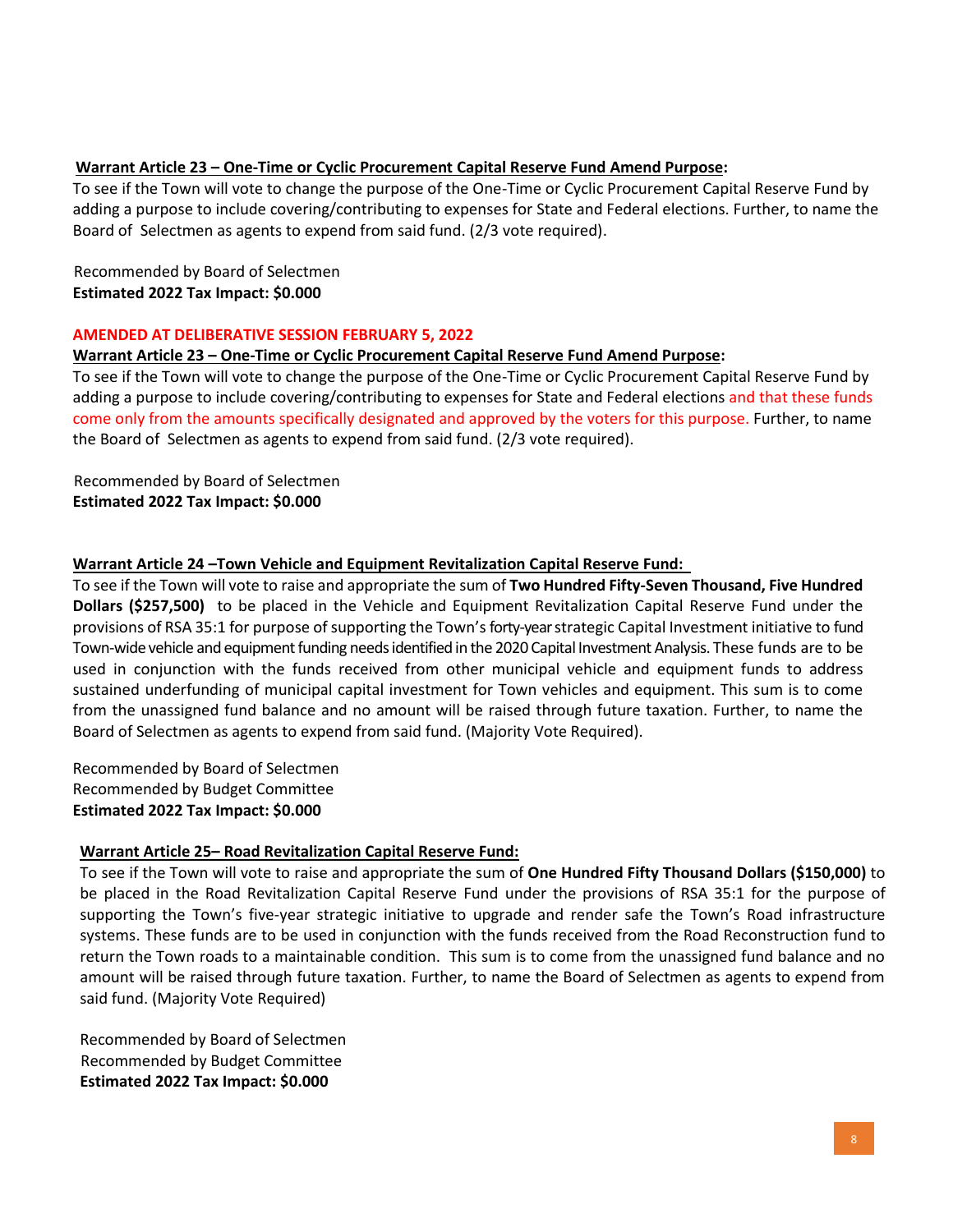**Warrant Article 23 – One-Time or Cyclic Procurement Capital Reserve Fund Amend Purpose:**

To see if the Town will vote to change the purpose of the One-Time or Cyclic Procurement Capital Reserve Fund by adding a purpose to include covering/contributing to expenses for State and Federal elections. Further, to name the Board of Selectmen as agents to expend from said fund. (2/3 vote required).

Recommended by Board of Selectmen

**Estimated 2022 Tax Impact: $0.000**

**AMENDED AT DELIBERATIVE SESSION FEBRUARY 5, 2022**

**Warrant Article 23 – One-Time or Cyclic Procurement Capital Reserve Fund Amend Purpose:**

To see if the Town will vote to change the purpose of the One-Time or Cyclic Procurement Capital Reserve Fund by adding a purpose to include covering/contributing to expenses for State and Federal elections and that these funds come only from the amounts specifically designated and approved by the voters for this purpose. Further, to name the Board of Selectmen as agents to expend from said fund. (2/3 vote required).

Recommended by Board of Selectmen

**Estimated 2022 Tax Impact: $0.000**

**Warrant Article 24 –Town Vehicle and Equipment Revitalization Capital Reserve Fund:**

To see if the Town will vote to raise and appropriate the sum of **Two Hundred Fifty-Seven Thousand, Five Hundred Dollars ($257,500)** to be placed in the Vehicle and Equipment Revitalization Capital Reserve Fund under the provisions of RSA 35:1 for purpose of supporting the Town's forty-year strategic Capital Investment initiative to fund Town-wide vehicle and equipment funding needs identified in the 2020 Capital Investment Analysis. These funds are to be used in conjunction with the funds received from other municipal vehicle and equipment funds to address sustained underfunding of municipal capital investment for Town vehicles and equipment. This sum is to come from the unassigned fund balance and no amount will be raised through future taxation. Further, to name the Board of Selectmen as agents to expend from said fund. (Majority Vote Required).

Recommended by Board of Selectmen

Recommended by Budget Committee

**Estimated 2022 Tax Impact: $0.000**

**Warrant Article 25– Road Revitalization Capital Reserve Fund:**

To see if the Town will vote to raise and appropriate the sum of **One Hundred Fifty Thousand Dollars ($150,000)** to be placed in the Road Revitalization Capital Reserve Fund under the provisions of RSA 35:1 for the purpose of supporting the Town's five-year strategic initiative to upgrade and render safe the Town's Road infrastructure systems. These funds are to be used in conjunction with the funds received from the Road Reconstruction fund to return the Town roads to a maintainable condition. This sum is to come from the unassigned fund balance and no amount will be raised through future taxation. Further, to name the Board of Selectmen as agents to expend from said fund. (Majority Vote Required)

Recommended by Board of Selectmen

Recommended by Budget Committee

**Estimated 2022 Tax Impact: $0.000**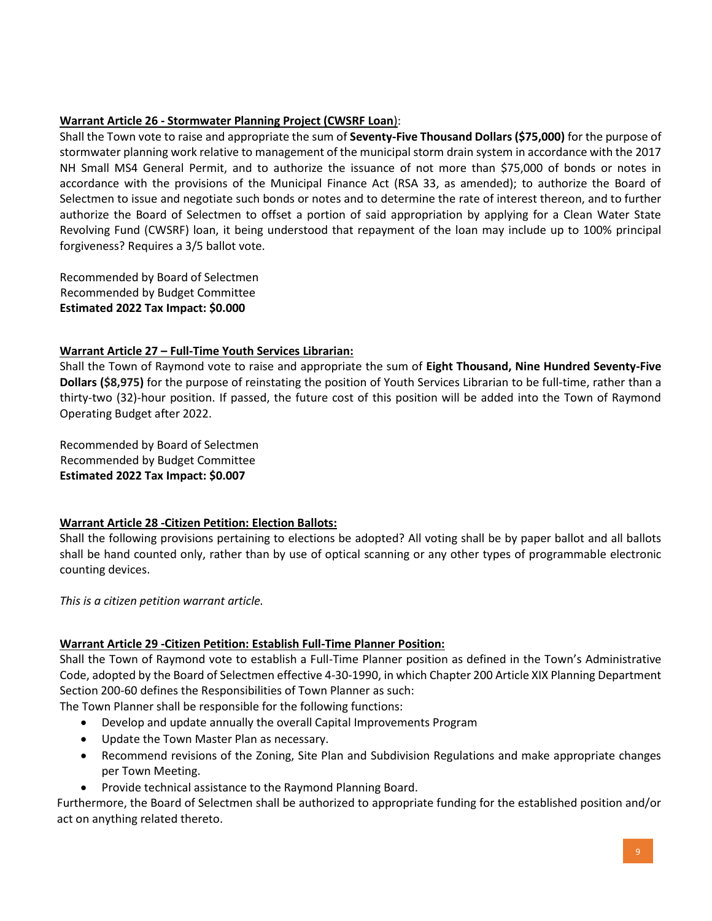**Warrant Article 26 - Stormwater Planning Project (CWSRF Loan)**:

Shall the Town vote to raise and appropriate the sum of **Seventy-Five Thousand Dollars ($75,000)** for the purpose of stormwater planning work relative to management of the municipal storm drain system in accordance with the 2017 NH Small MS4 General Permit, and to authorize the issuance of not more than $75,000 of bonds or notes in accordance with the provisions of the Municipal Finance Act (RSA 33, as amended); to authorize the Board of Selectmen to issue and negotiate such bonds or notes and to determine the rate of interest thereon, and to further authorize the Board of Selectmen to offset a portion of said appropriation by applying for a Clean Water State Revolving Fund (CWSRF) loan, it being understood that repayment of the loan may include up to 100% principal forgiveness? Requires a 3/5 ballot vote.

Recommended by Board of Selectmen
Recommended by Budget Committee
**Estimated 2022 Tax Impact: $0.000**

**Warrant Article 27 – Full-Time Youth Services Librarian:**

Shall the Town of Raymond vote to raise and appropriate the sum of **Eight Thousand, Nine Hundred Seventy-Five Dollars ($8,975)** for the purpose of reinstating the position of Youth Services Librarian to be full-time, rather than a thirty-two (32)-hour position. If passed, the future cost of this position will be added into the Town of Raymond Operating Budget after 2022.

Recommended by Board of Selectmen
Recommended by Budget Committee
**Estimated 2022 Tax Impact: $0.007**

**Warrant Article 28 -Citizen Petition: Election Ballots:**

Shall the following provisions pertaining to elections be adopted? All voting shall be by paper ballot and all ballots shall be hand counted only, rather than by use of optical scanning or any other types of programmable electronic counting devices.

*This is a citizen petition warrant article.*

**Warrant Article 29 -Citizen Petition: Establish Full-Time Planner Position:**

Shall the Town of Raymond vote to establish a Full-Time Planner position as defined in the Town's Administrative Code, adopted by the Board of Selectmen effective 4-30-1990, in which Chapter 200 Article XIX Planning Department Section 200-60 defines the Responsibilities of Town Planner as such:

The Town Planner shall be responsible for the following functions:

- Develop and update annually the overall Capital Improvements Program
- Update the Town Master Plan as necessary.
- Recommend revisions of the Zoning, Site Plan and Subdivision Regulations and make appropriate changes per Town Meeting.
- Provide technical assistance to the Raymond Planning Board.

Furthermore, the Board of Selectmen shall be authorized to appropriate funding for the established position and/or act on anything related thereto.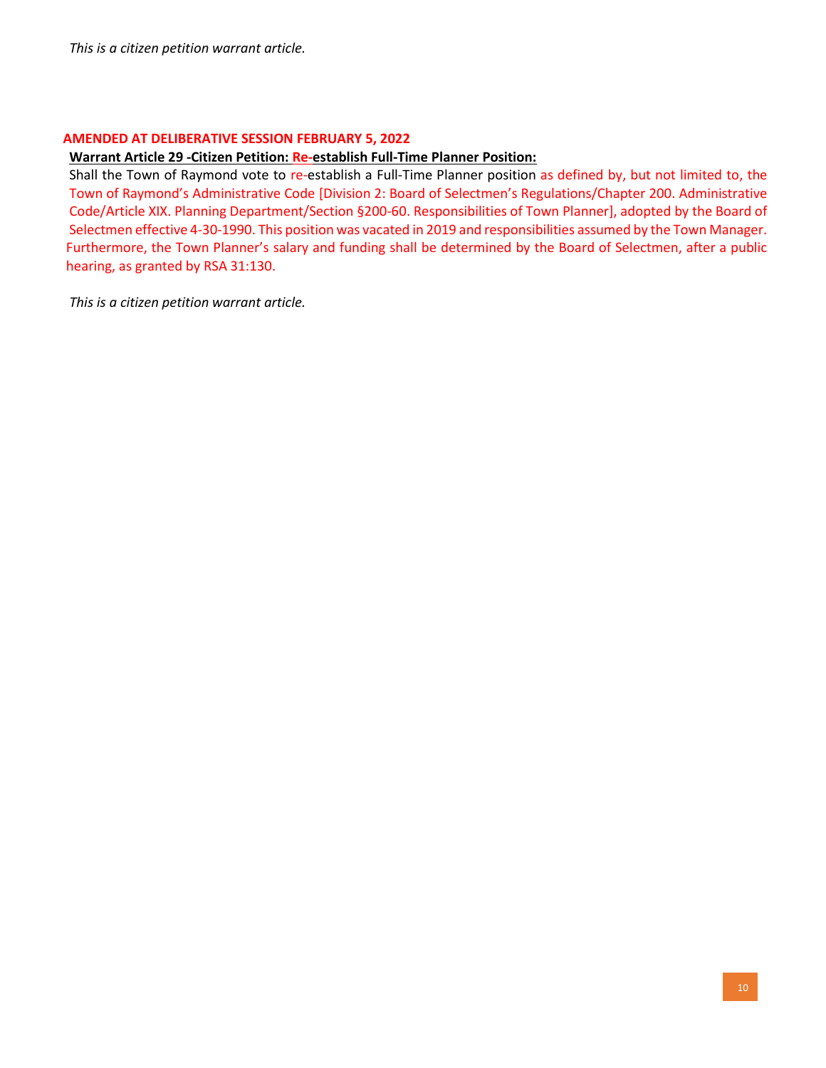*This is a citizen petition warrant article.*

**AMENDED AT DELIBERATIVE SESSION FEBRUARY 5, 2022**

**Warrant Article 29 -Citizen Petition: Re-establish Full-Time Planner Position:**

Shall the Town of Raymond vote to re-establish a Full-Time Planner position as defined by, but not limited to, the Town of Raymond's Administrative Code [Division 2: Board of Selectmen's Regulations/Chapter 200. Administrative Code/Article XIX. Planning Department/Section §200-60. Responsibilities of Town Planner], adopted by the Board of Selectmen effective 4-30-1990. This position was vacated in 2019 and responsibilities assumed by the Town Manager. Furthermore, the Town Planner's salary and funding shall be determined by the Board of Selectmen, after a public hearing, as granted by RSA 31:130.

*This is a citizen petition warrant article.*